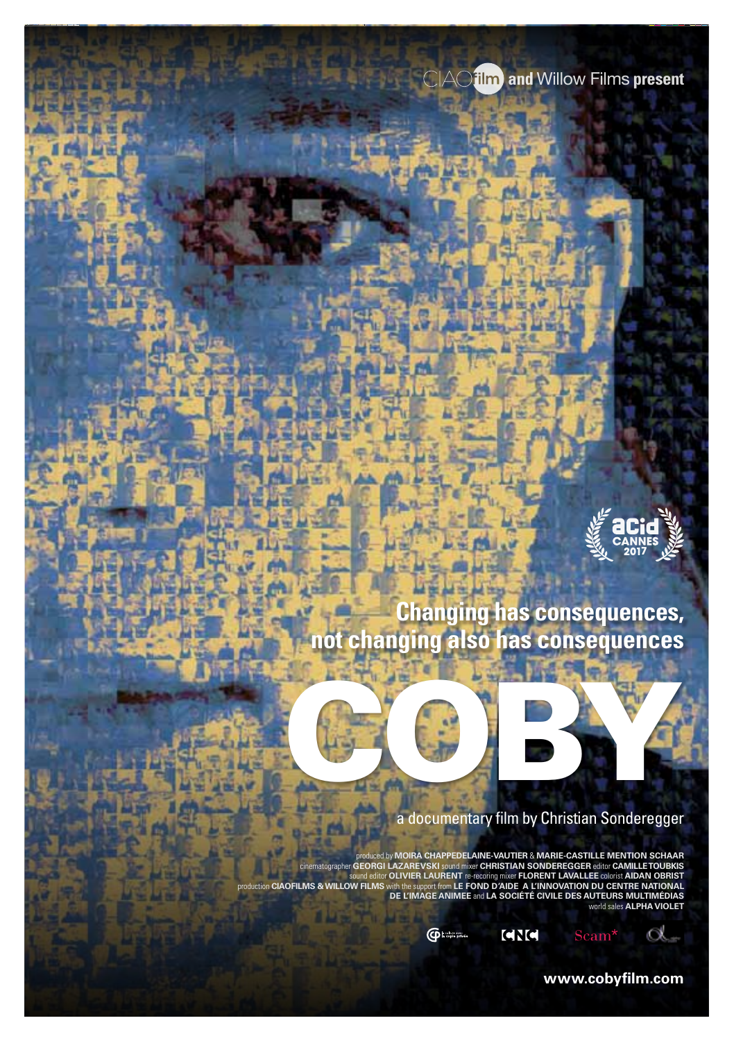CIAOfilm and Willow Films present

aCid CANNES 2017

**Changing has consequences, not changing also has consequences**

# COBY

a documentary film by Christian Sonderegger

produced by **MOIRA CHAPPEDELAINE-VAUTIER** & **MARIE-CASTILLE MENTION SCHAAR**
cinematographer **GEORGI LAZAREVSKI** sound mixer **CHRISTIAN SONDEREGGER** editor **CAMILLE TOUBKIS**
sound editor **OLIVIER LAURENT** re-recoring mixer **FLORENT LAVALLEE** colorist **AIDAN OBRIST**
production **CIAOFILMS & WILLOW FILMS** with the support from **LE FOND D'AIDE A L'INNOVATION DU CENTRE NATIONAL DE L'IMAGE ANIMEE** and **LA SOCIÉTÉ CIVILE DES AUTEURS MULTIMÉDIAS**
world sales **ALPHA VIOLET**

CNC Scam*

**www.cobyfilm.com**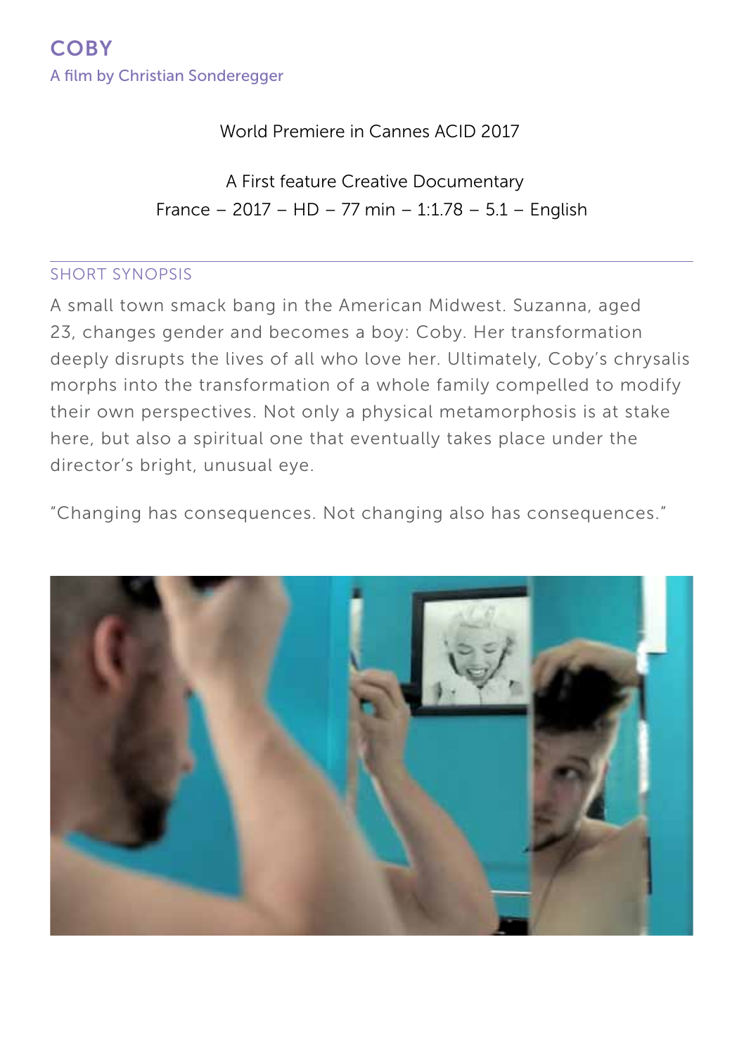# COBY

A film by Christian Sonderegger

World Premiere in Cannes ACID 2017

A First feature Creative Documentary
France – 2017 – HD – 77 min – 1:1.78 – 5.1 – English

## SHORT SYNOPSIS

A small town smack bang in the American Midwest. Suzanna, aged 23, changes gender and becomes a boy: Coby. Her transformation deeply disrupts the lives of all who love her. Ultimately, Coby's chrysalis morphs into the transformation of a whole family compelled to modify their own perspectives. Not only a physical metamorphosis is at stake here, but also a spiritual one that eventually takes place under the director's bright, unusual eye.

"Changing has consequences. Not changing also has consequences."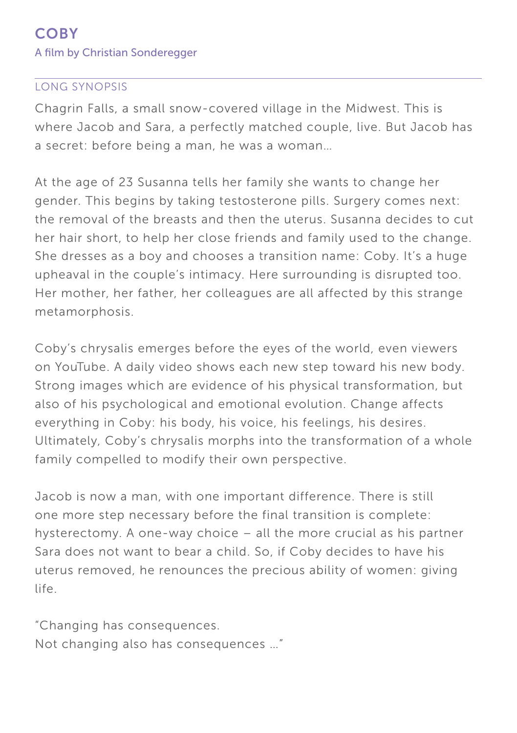# COBY

A film by Christian Sonderegger

## LONG SYNOPSIS

Chagrin Falls, a small snow-covered village in the Midwest. This is where Jacob and Sara, a perfectly matched couple, live. But Jacob has a secret: before being a man, he was a woman…

At the age of 23 Susanna tells her family she wants to change her gender. This begins by taking testosterone pills. Surgery comes next: the removal of the breasts and then the uterus. Susanna decides to cut her hair short, to help her close friends and family used to the change. She dresses as a boy and chooses a transition name: Coby. It's a huge upheaval in the couple's intimacy. Here surrounding is disrupted too. Her mother, her father, her colleagues are all affected by this strange metamorphosis.

Coby's chrysalis emerges before the eyes of the world, even viewers on YouTube. A daily video shows each new step toward his new body. Strong images which are evidence of his physical transformation, but also of his psychological and emotional evolution. Change affects everything in Coby: his body, his voice, his feelings, his desires. Ultimately, Coby's chrysalis morphs into the transformation of a whole family compelled to modify their own perspective.

Jacob is now a man, with one important difference. There is still one more step necessary before the final transition is complete: hysterectomy. A one-way choice – all the more crucial as his partner Sara does not want to bear a child. So, if Coby decides to have his uterus removed, he renounces the precious ability of women: giving life.

"Changing has consequences.
Not changing also has consequences …"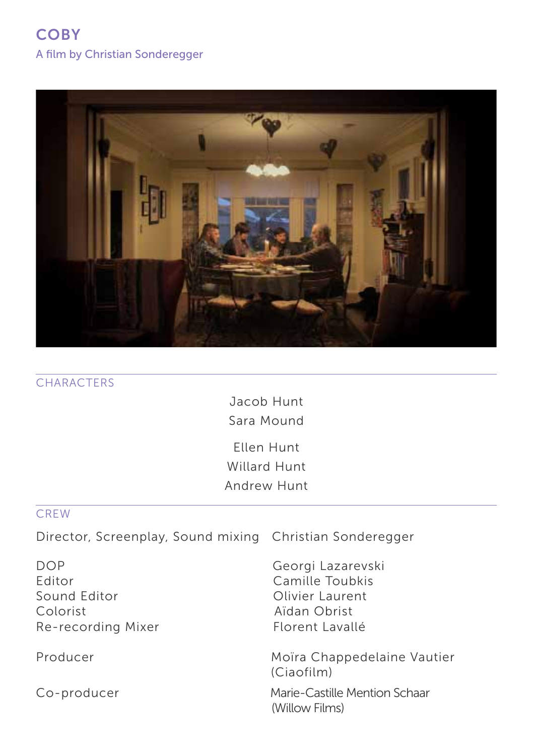# COBY

A film by Christian Sonderegger

## CHARACTERS

Jacob Hunt
Sara Mound

Ellen Hunt
Willard Hunt
Andrew Hunt

## CREW

| | |
|---|---|
| Director, Screenplay, Sound mixing | Christian Sonderegger |
| DOP | Georgi Lazarevski |
| Editor | Camille Toubkis |
| Sound Editor | Olivier Laurent |
| Colorist | Aïdan Obrist |
| Re-recording Mixer | Florent Lavallé |
| Producer | Moïra Chappedelaine Vautier (Ciaofilm) |
| Co-producer | Marie-Castille Mention Schaar (Willow Films) |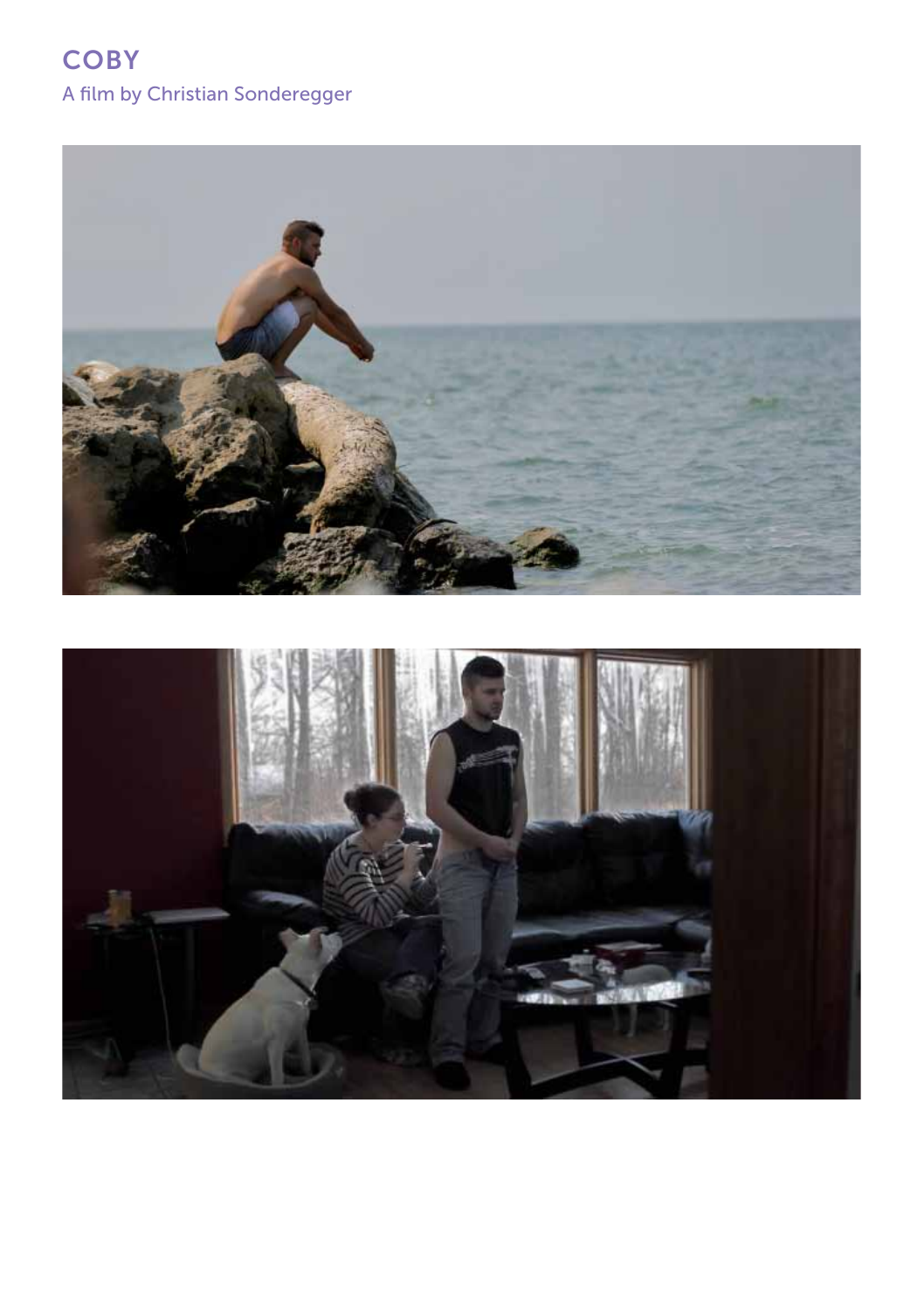# COBY

A film by Christian Sonderegger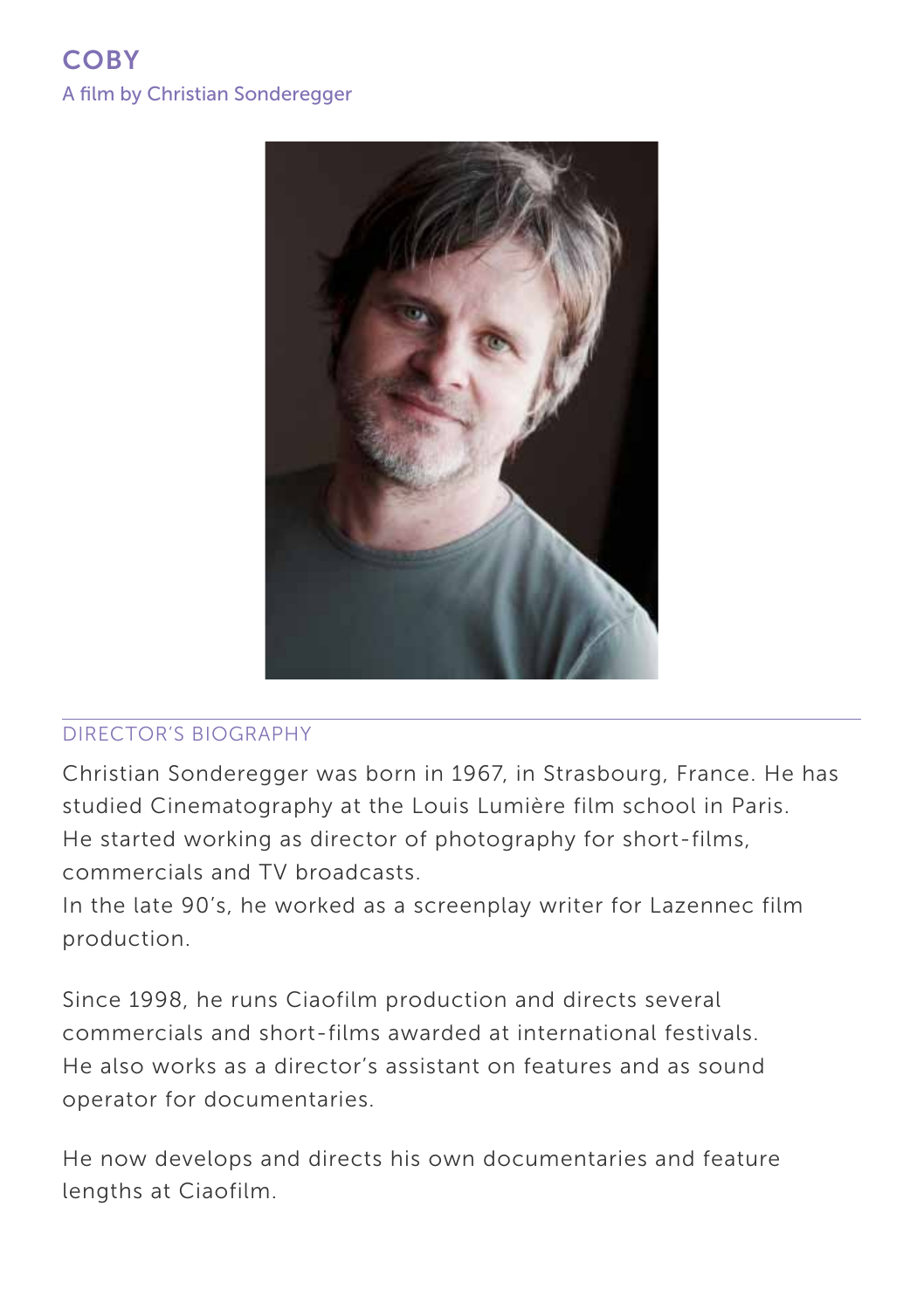# COBY

A film by Christian Sonderegger

## DIRECTOR'S BIOGRAPHY

Christian Sonderegger was born in 1967, in Strasbourg, France. He has studied Cinematography at the Louis Lumière film school in Paris. He started working as director of photography for short-films, commercials and TV broadcasts.
In the late 90's, he worked as a screenplay writer for Lazennec film production.

Since 1998, he runs Ciaofilm production and directs several commercials and short-films awarded at international festivals. He also works as a director's assistant on features and as sound operator for documentaries.

He now develops and directs his own documentaries and feature lengths at Ciaofilm.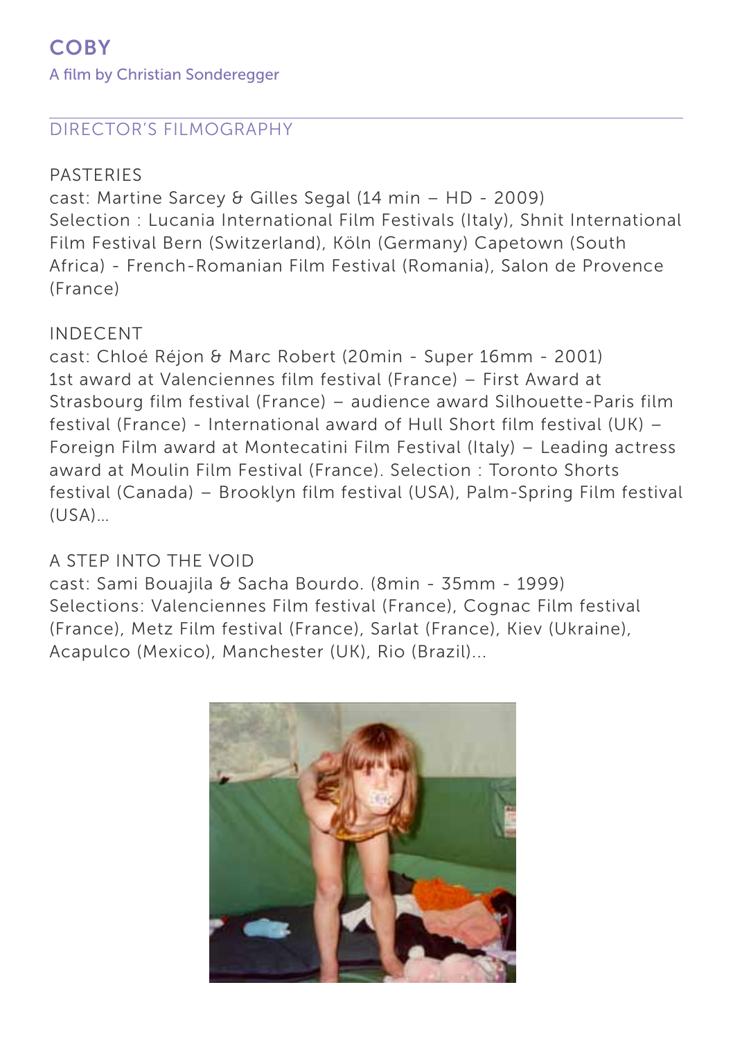# COBY

A film by Christian Sonderegger

## DIRECTOR'S FILMOGRAPHY

### PASTERIES

cast: Martine Sarcey & Gilles Segal (14 min – HD - 2009)
Selection : Lucania International Film Festivals (Italy), Shnit International Film Festival Bern (Switzerland), Köln (Germany) Capetown (South Africa) - French-Romanian Film Festival (Romania), Salon de Provence (France)

### INDECENT

cast: Chloé Réjon & Marc Robert (20min - Super 16mm - 2001)
1st award at Valenciennes film festival (France) – First Award at Strasbourg film festival (France) – audience award Silhouette-Paris film festival (France) - International award of Hull Short film festival (UK) – Foreign Film award at Montecatini Film Festival (Italy) – Leading actress award at Moulin Film Festival (France). Selection : Toronto Shorts festival (Canada) – Brooklyn film festival (USA), Palm-Spring Film festival (USA)...

### A STEP INTO THE VOID

cast: Sami Bouajila & Sacha Bourdo. (8min - 35mm - 1999)
Selections: Valenciennes Film festival (France), Cognac Film festival (France), Metz Film festival (France), Sarlat (France), Kiev (Ukraine), Acapulco (Mexico), Manchester (UK), Rio (Brazil)...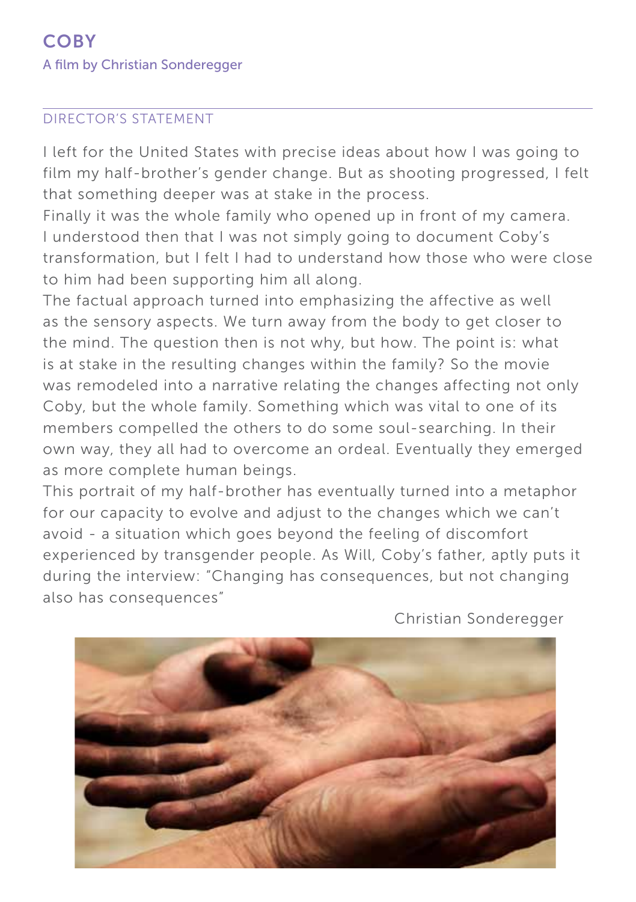# COBY

A film by Christian Sonderegger

## DIRECTOR'S STATEMENT

I left for the United States with precise ideas about how I was going to film my half-brother's gender change. But as shooting progressed, I felt that something deeper was at stake in the process.
Finally it was the whole family who opened up in front of my camera. I understood then that I was not simply going to document Coby's transformation, but I felt I had to understand how those who were close to him had been supporting him all along.
The factual approach turned into emphasizing the affective as well as the sensory aspects. We turn away from the body to get closer to the mind. The question then is not why, but how. The point is: what is at stake in the resulting changes within the family? So the movie was remodeled into a narrative relating the changes affecting not only Coby, but the whole family. Something which was vital to one of its members compelled the others to do some soul-searching. In their own way, they all had to overcome an ordeal. Eventually they emerged as more complete human beings.
This portrait of my half-brother has eventually turned into a metaphor for our capacity to evolve and adjust to the changes which we can't avoid - a situation which goes beyond the feeling of discomfort experienced by transgender people. As Will, Coby's father, aptly puts it during the interview: "Changing has consequences, but not changing also has consequences"

Christian Sonderegger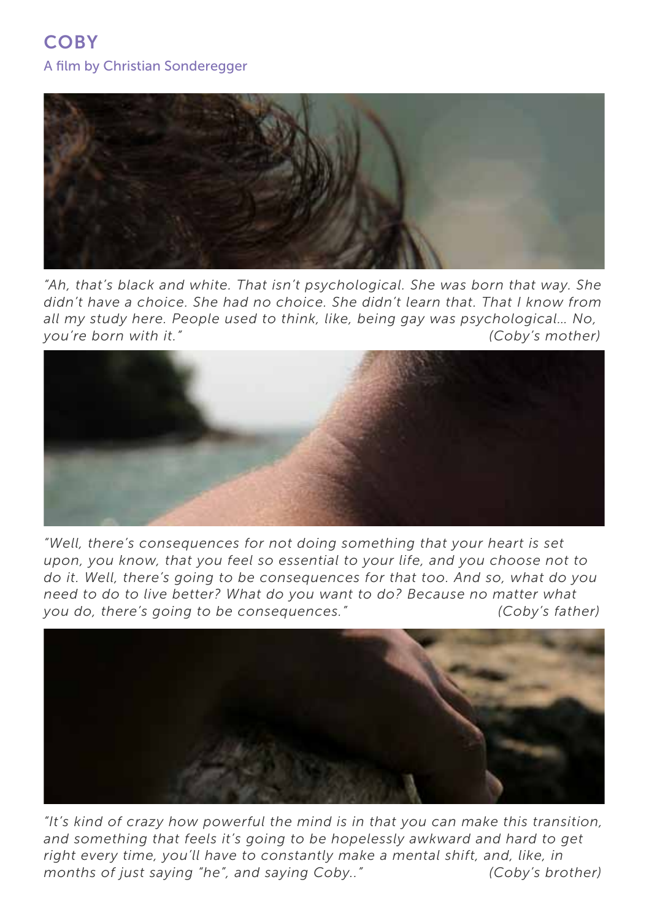## COBY

A film by Christian Sonderegger

*"Ah, that's black and white. That isn't psychological. She was born that way. She didn't have a choice. She had no choice. She didn't learn that. That I know from all my study here. People used to think, like, being gay was psychological… No, you're born with it."* *(Coby's mother)*

*"Well, there's consequences for not doing something that your heart is set upon, you know, that you feel so essential to your life, and you choose not to do it. Well, there's going to be consequences for that too. And so, what do you need to do to live better? What do you want to do? Because no matter what you do, there's going to be consequences."* *(Coby's father)*

*"It's kind of crazy how powerful the mind is in that you can make this transition, and something that feels it's going to be hopelessly awkward and hard to get right every time, you'll have to constantly make a mental shift, and, like, in months of just saying "he", and saying Coby.."* *(Coby's brother)*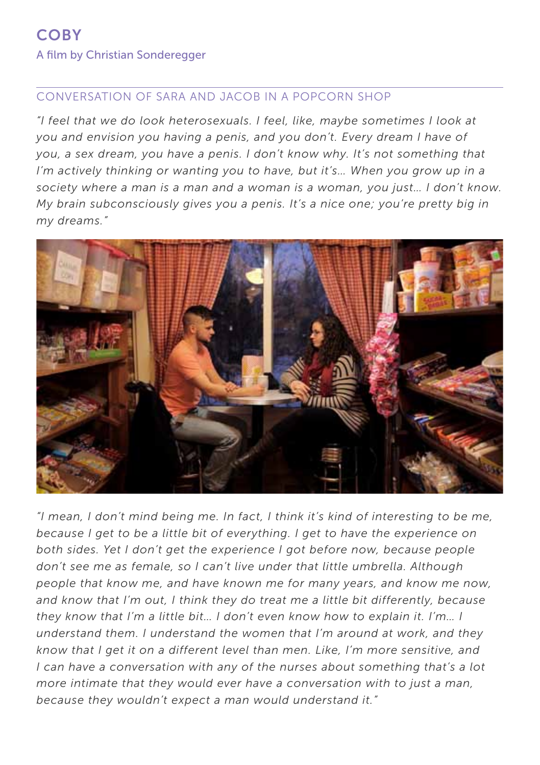# COBY

A film by Christian Sonderegger

## CONVERSATION OF SARA AND JACOB IN A POPCORN SHOP

*"I feel that we do look heterosexuals. I feel, like, maybe sometimes I look at you and envision you having a penis, and you don't. Every dream I have of you, a sex dream, you have a penis. I don't know why. It's not something that I'm actively thinking or wanting you to have, but it's… When you grow up in a society where a man is a man and a woman is a woman, you just… I don't know. My brain subconsciously gives you a penis. It's a nice one; you're pretty big in my dreams."*

*"I mean, I don't mind being me. In fact, I think it's kind of interesting to be me, because I get to be a little bit of everything. I get to have the experience on both sides. Yet I don't get the experience I got before now, because people don't see me as female, so I can't live under that little umbrella. Although people that know me, and have known me for many years, and know me now, and know that I'm out, I think they do treat me a little bit differently, because they know that I'm a little bit… I don't even know how to explain it. I'm… I understand them. I understand the women that I'm around at work, and they know that I get it on a different level than men. Like, I'm more sensitive, and I can have a conversation with any of the nurses about something that's a lot more intimate that they would ever have a conversation with to just a man, because they wouldn't expect a man would understand it."*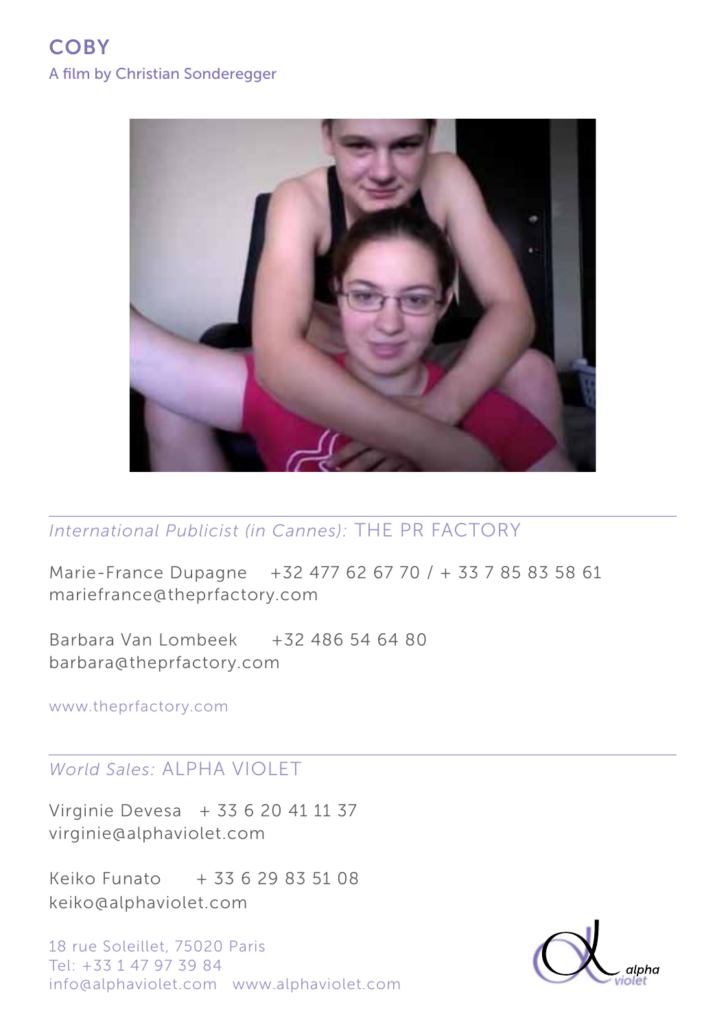# COBY

A film by Christian Sonderegger

*International Publicist (in Cannes):* THE PR FACTORY

Marie-France Dupagne +32 477 62 67 70 / + 33 7 85 83 58 61
mariefrance@theprfactory.com

Barbara Van Lombeek +32 486 54 64 80
barbara@theprfactory.com

www.theprfactory.com

*World Sales:* ALPHA VIOLET

Virginie Devesa + 33 6 20 41 11 37
virginie@alphaviolet.com

Keiko Funato + 33 6 29 83 51 08
keiko@alphaviolet.com

18 rue Soleillet, 75020 Paris
Tel: +33 1 47 97 39 84
info@alphaviolet.com www.alphaviolet.com

alpha violet